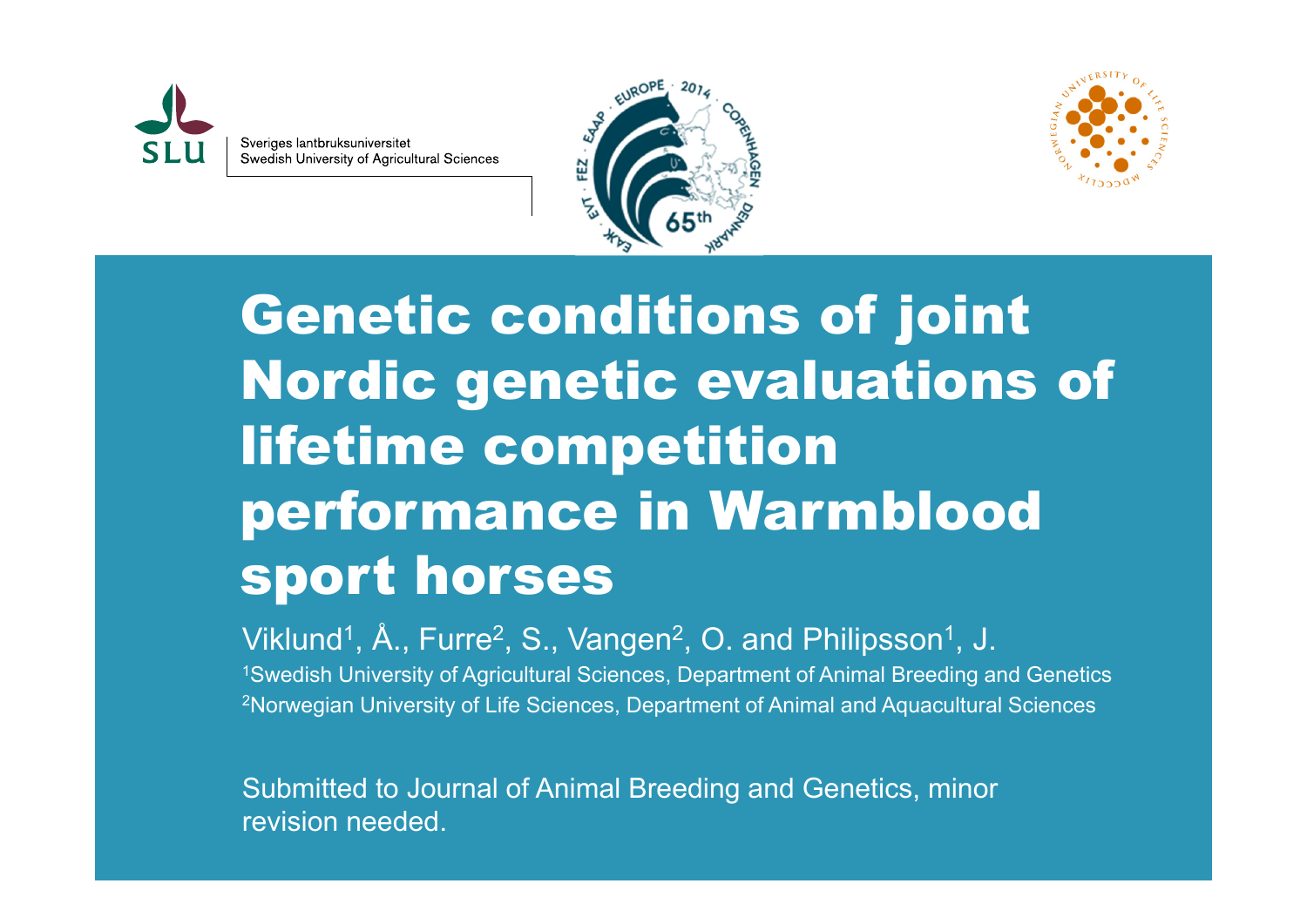Sveriges lantbruksuniversitet
Swedish University of Agricultural Sciences

# Genetic conditions of joint Nordic genetic evaluations of lifetime competition performance in Warmblood sport horses

Viklund[1], Å., Furre[2], S., Vangen[2], O. and Philipsson[1], J.

[1]Swedish University of Agricultural Sciences, Department of Animal Breeding and Genetics

[2]Norwegian University of Life Sciences, Department of Animal and Aquacultural Sciences

Submitted to Journal of Animal Breeding and Genetics, minor revision needed.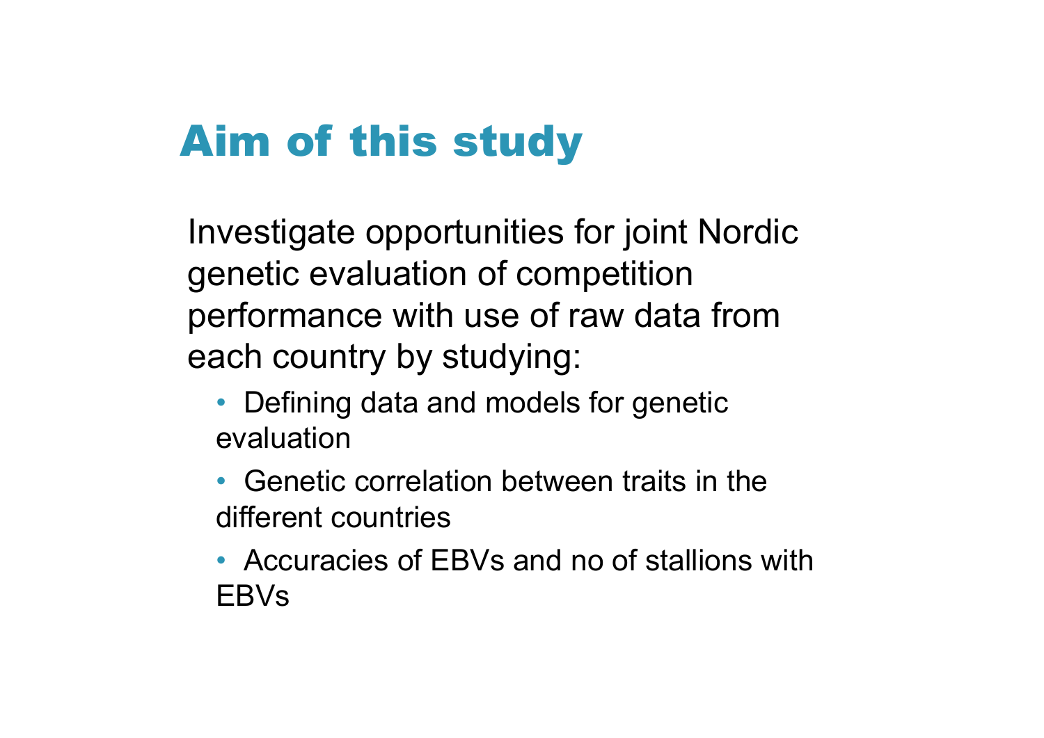# Aim of this study

Investigate opportunities for joint Nordic genetic evaluation of competition performance with use of raw data from each country by studying:

- Defining data and models for genetic evaluation
- Genetic correlation between traits in the different countries
- Accuracies of EBVs and no of stallions with EBVs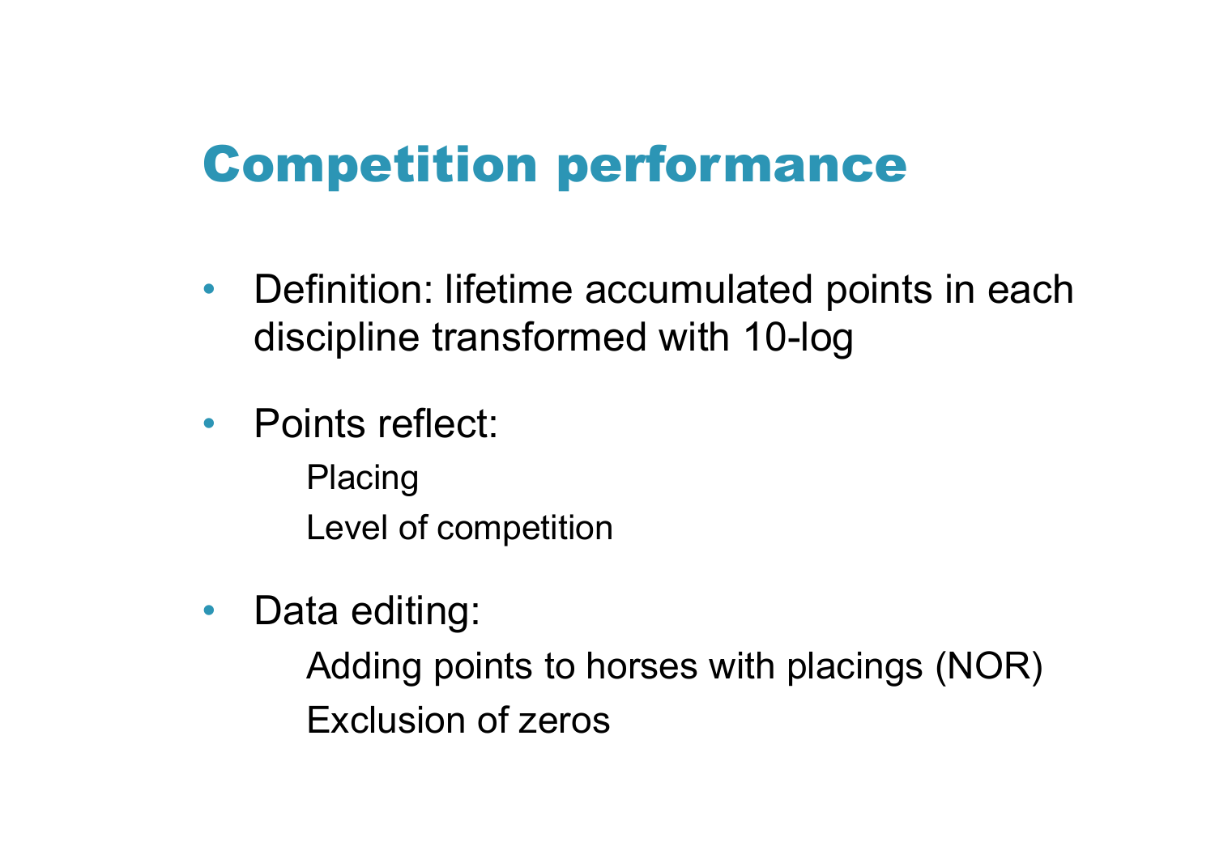# Competition performance

- Definition: lifetime accumulated points in each discipline transformed with 10-log
- Points reflect:
  - Placing
  - Level of competition
- Data editing:
  - Adding points to horses with placings (NOR)
  - Exclusion of zeros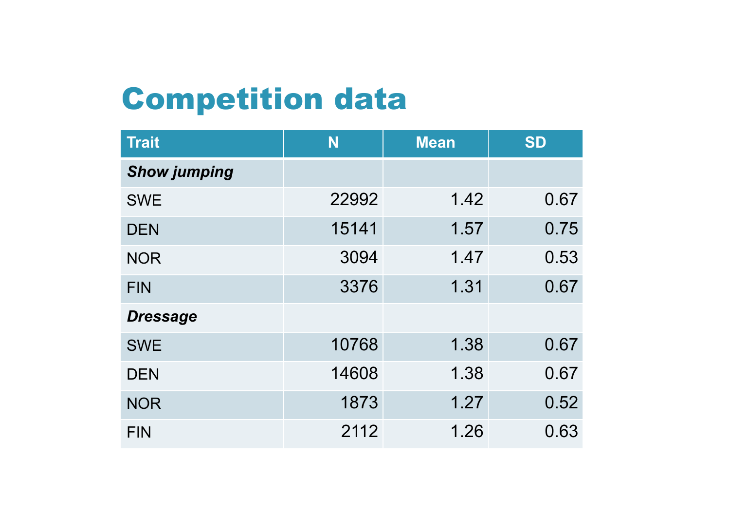# Competition data

| Trait | N | Mean | SD |
|---|---|---|---|
| ***Show jumping*** | | | |
| SWE | 22992 | 1.42 | 0.67 |
| DEN | 15141 | 1.57 | 0.75 |
| NOR | 3094 | 1.47 | 0.53 |
| FIN | 3376 | 1.31 | 0.67 |
| ***Dressage*** | | | |
| SWE | 10768 | 1.38 | 0.67 |
| DEN | 14608 | 1.38 | 0.67 |
| NOR | 1873 | 1.27 | 0.52 |
| FIN | 2112 | 1.26 | 0.63 |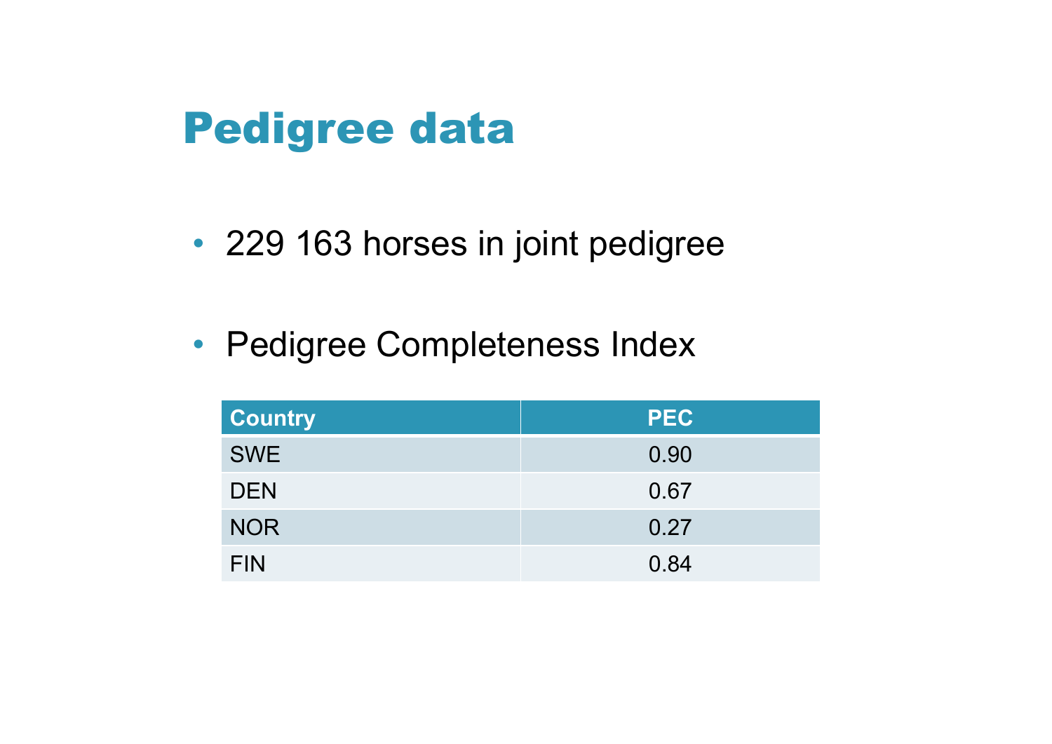# Pedigree data

- 229 163 horses in joint pedigree
- Pedigree Completeness Index

| Country | PEC |
|---|---|
| SWE | 0.90 |
| DEN | 0.67 |
| NOR | 0.27 |
| FIN | 0.84 |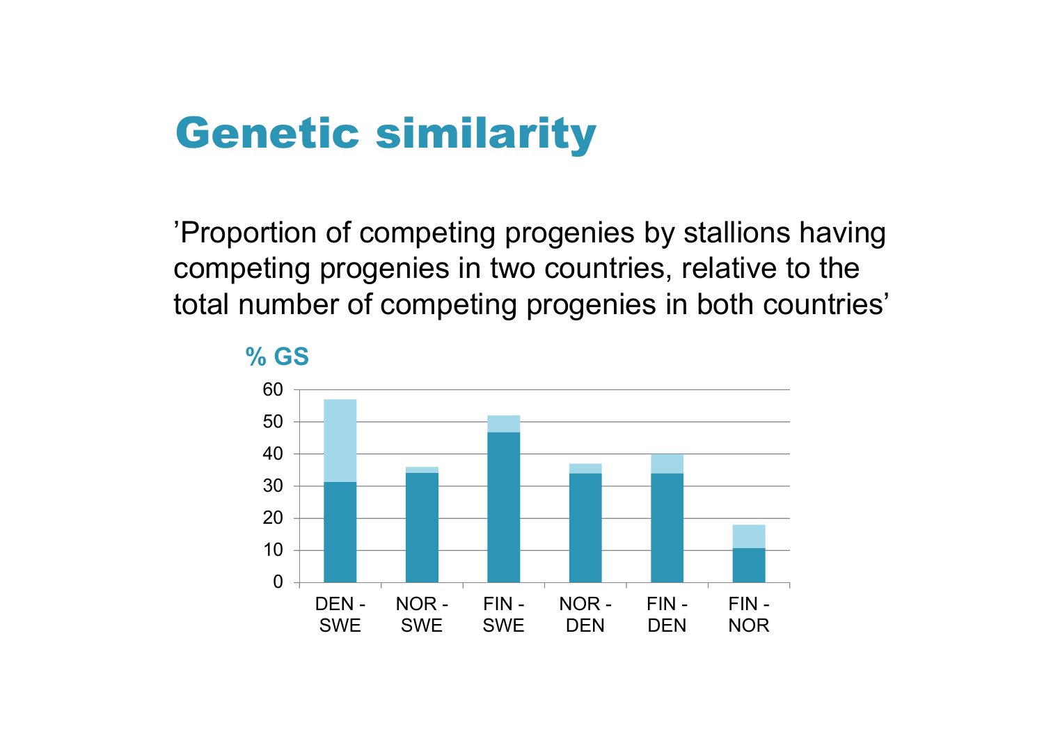# Genetic similarity

'Proportion of competing progenies by stallions having competing progenies in two countries, relative to the total number of competing progenies in both countries'

% GS

| | DEN - SWE | NOR - SWE | FIN - SWE | NOR - DEN | FIN - DEN | FIN - NOR |
|---|---|---|---|---|---|---|
| Dark segment | 31 | 34 | 47 | 34 | 34 | 11 |
| Total (incl. light segment) | 57 | 36 | 52 | 37 | 40 | 18 |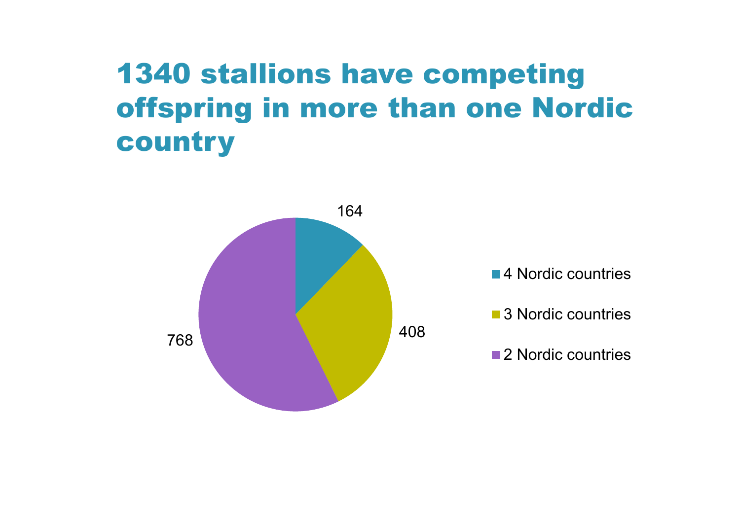# 1340 stallions have competing offspring in more than one Nordic country

| Category | Stallions |
| --- | --- |
| 4 Nordic countries | 164 |
| 3 Nordic countries | 408 |
| 2 Nordic countries | 768 |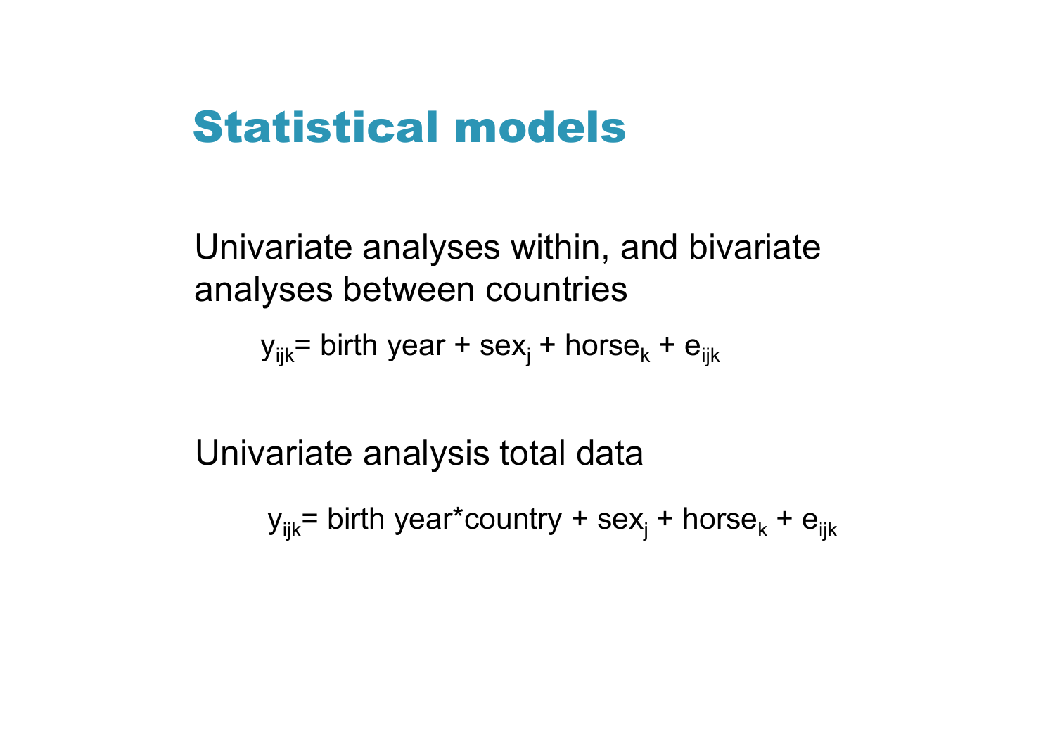# Statistical models

Univariate analyses within, and bivariate analyses between countries

$$y_{ijk} = \text{birth year} + \text{sex}_j + \text{horse}_k + e_{ijk}$$

Univariate analysis total data

$$y_{ijk} = \text{birth year*country} + \text{sex}_j + \text{horse}_k + e_{ijk}$$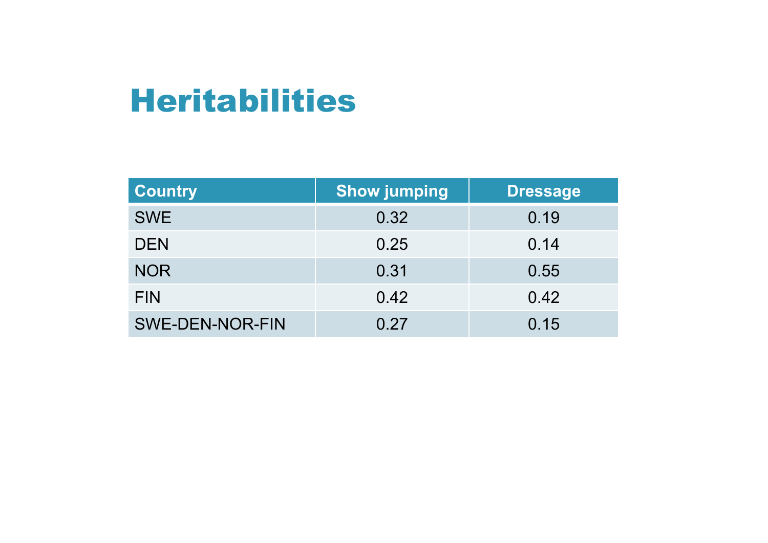# Heritabilities

| Country | Show jumping | Dressage |
|---|---|---|
| SWE | 0.32 | 0.19 |
| DEN | 0.25 | 0.14 |
| NOR | 0.31 | 0.55 |
| FIN | 0.42 | 0.42 |
| SWE-DEN-NOR-FIN | 0.27 | 0.15 |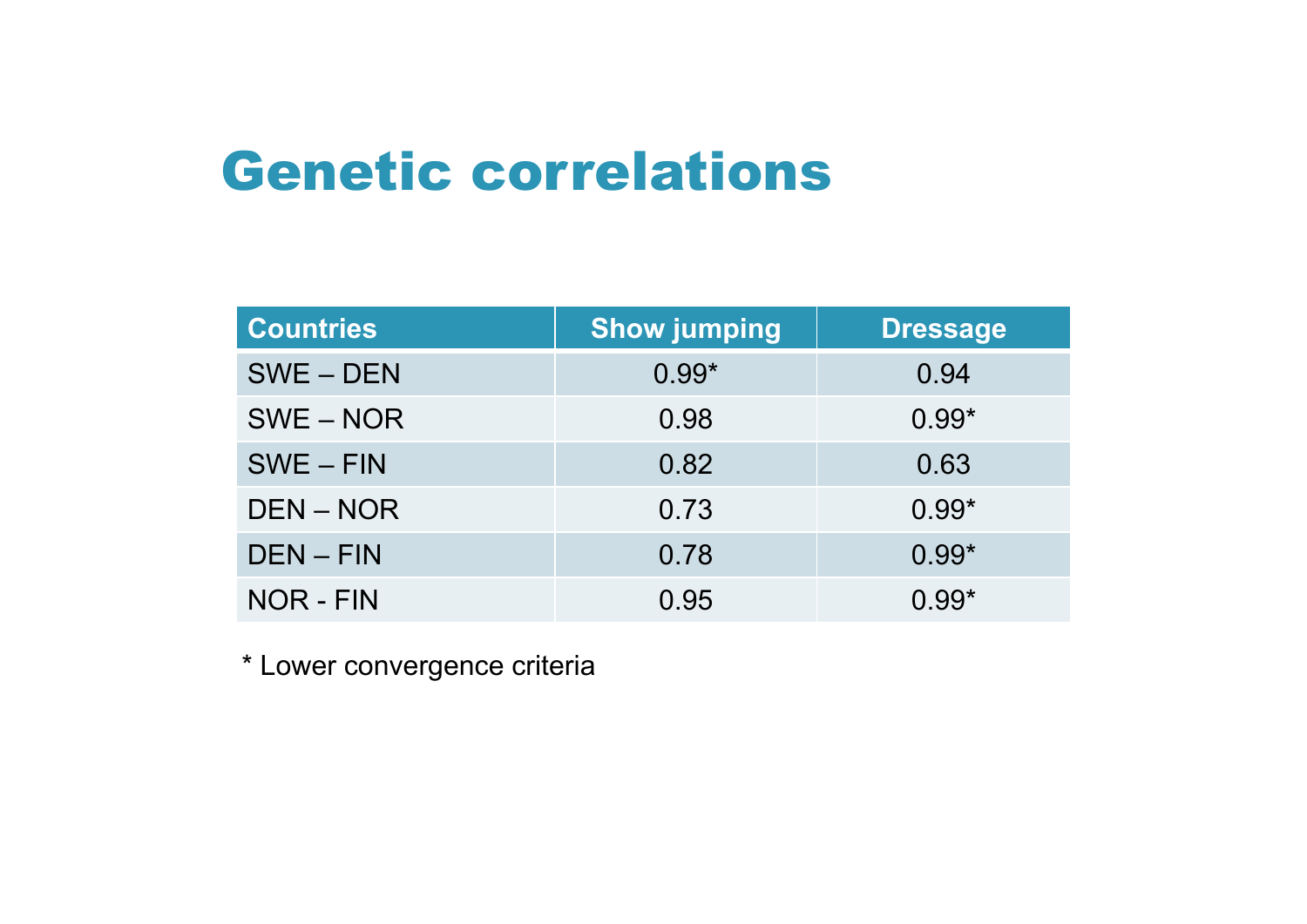# Genetic correlations

| Countries | Show jumping | Dressage |
|---|---|---|
| SWE – DEN | 0.99* | 0.94 |
| SWE – NOR | 0.98 | 0.99* |
| SWE – FIN | 0.82 | 0.63 |
| DEN – NOR | 0.73 | 0.99* |
| DEN – FIN | 0.78 | 0.99* |
| NOR - FIN | 0.95 | 0.99* |

* Lower convergence criteria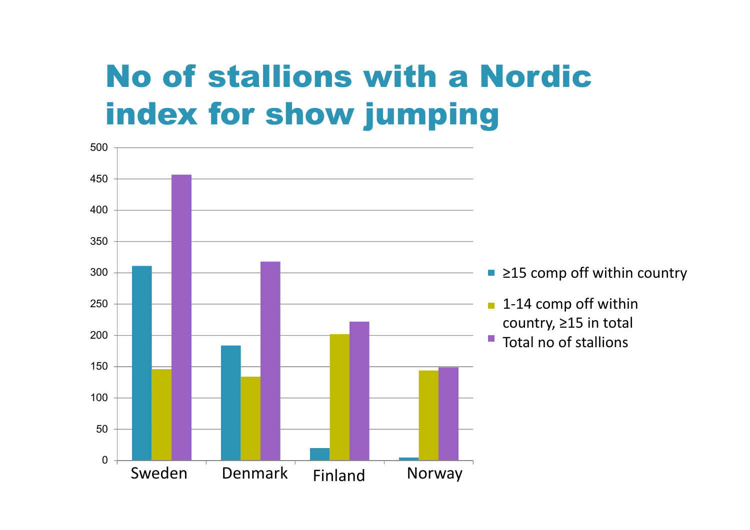# No of stallions with a Nordic index for show jumping

| | ≥15 comp off within country | 1-14 comp off within country, ≥15 in total | Total no of stallions |
|---|---|---|---|
| Sweden | 311 | 146 | 457 |
| Denmark | 184 | 134 | 318 |
| Finland | 20 | 202 | 222 |
| Norway | 5 | 144 | 149 |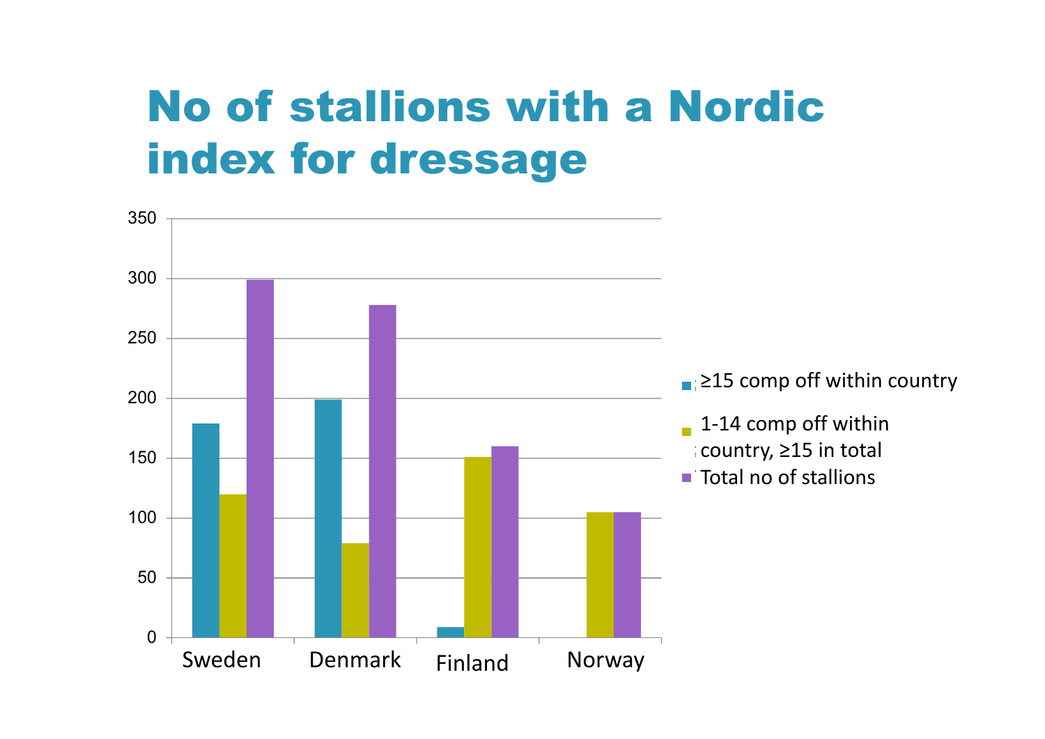# No of stallions with a Nordic index for dressage

| | ≥15 comp off within country | 1-14 comp off within country, ≥15 in total | Total no of stallions |
|---|---|---|---|
| Sweden | 179 | 120 | 299 |
| Denmark | 199 | 79 | 278 |
| Finland | 9 | 151 | 160 |
| Norway | | 105 | 105 |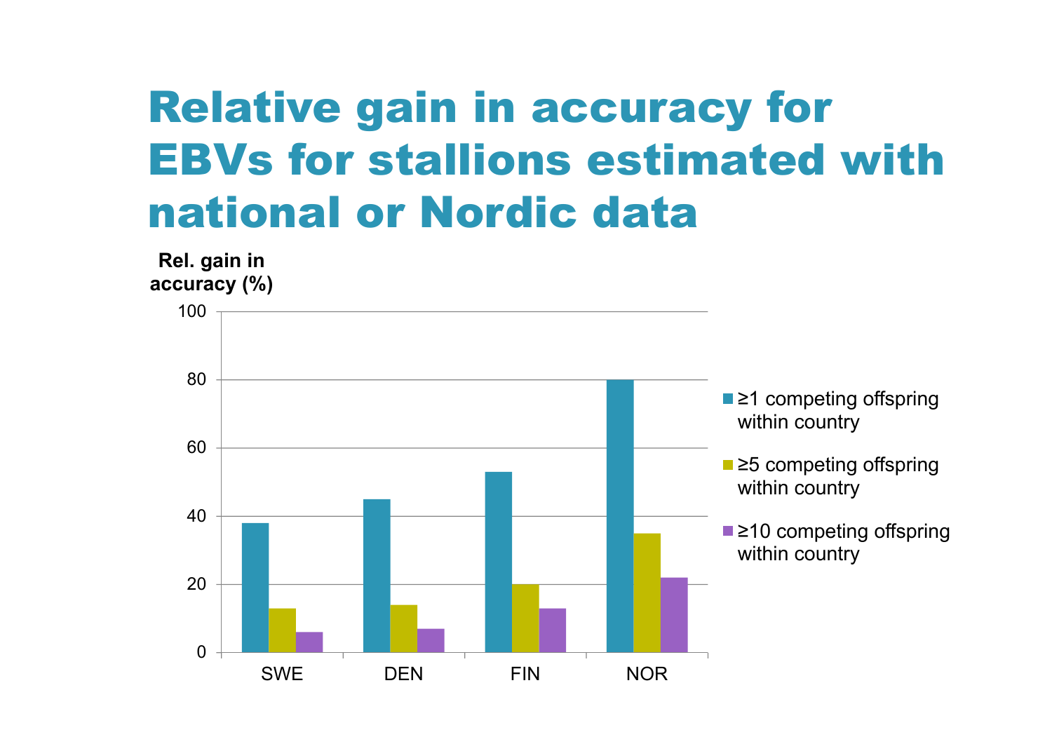# Relative gain in accuracy for EBVs for stallions estimated with national or Nordic data

| | ≥1 competing offspring within country | ≥5 competing offspring within country | ≥10 competing offspring within country |
|---|---|---|---|
| SWE | 38 | 13 | 6 |
| DEN | 45 | 14 | 7 |
| FIN | 53 | 20 | 13 |
| NOR | 80 | 35 | 22 |

Rel. gain in accuracy (%)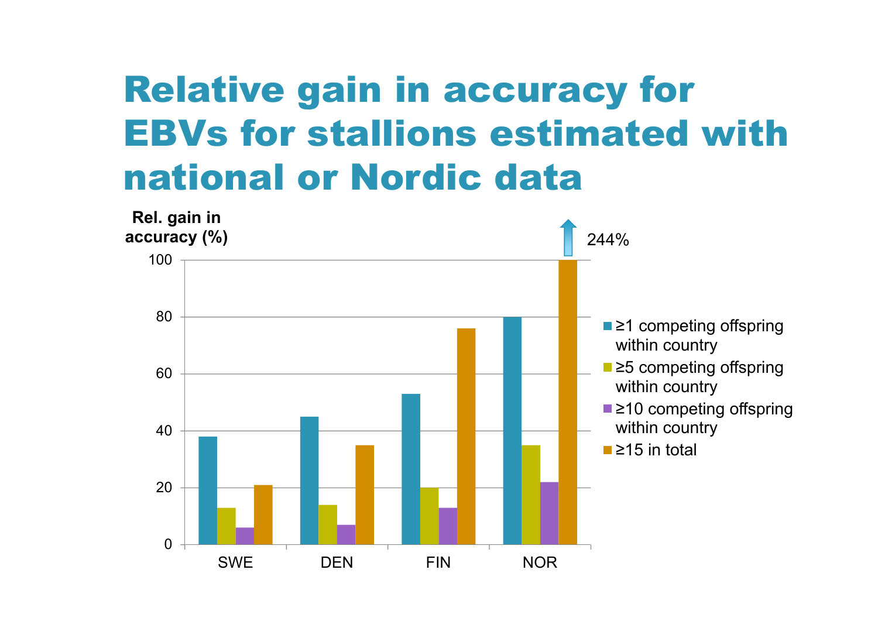# Relative gain in accuracy for EBVs for stallions estimated with national or Nordic data

Rel. gain in accuracy (%)

| | ≥1 competing offspring within country | ≥5 competing offspring within country | ≥10 competing offspring within country | ≥15 in total |
|---|---|---|---|---|
| SWE | 38 | 13 | 6 | 21 |
| DEN | 45 | 14 | 7 | 35 |
| FIN | 53 | 20 | 13 | 76 |
| NOR | 80 | 35 | 22 | 244% |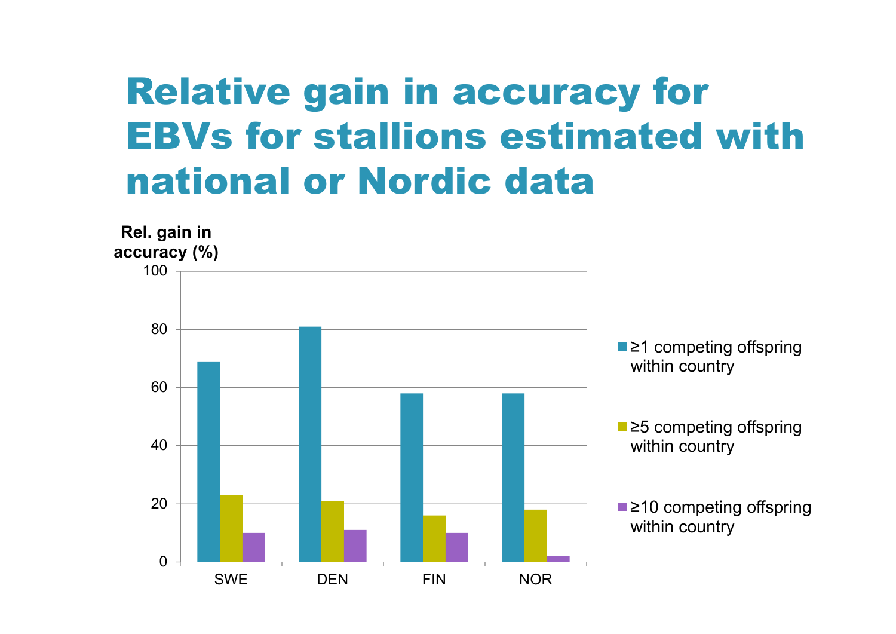# Relative gain in accuracy for EBVs for stallions estimated with national or Nordic data

Rel. gain in accuracy (%)

| | ≥1 competing offspring within country | ≥5 competing offspring within country | ≥10 competing offspring within country |
|---|---|---|---|
| SWE | 69 | 23 | 10 |
| DEN | 81 | 21 | 11 |
| FIN | 58 | 16 | 10 |
| NOR | 58 | 18 | 2 |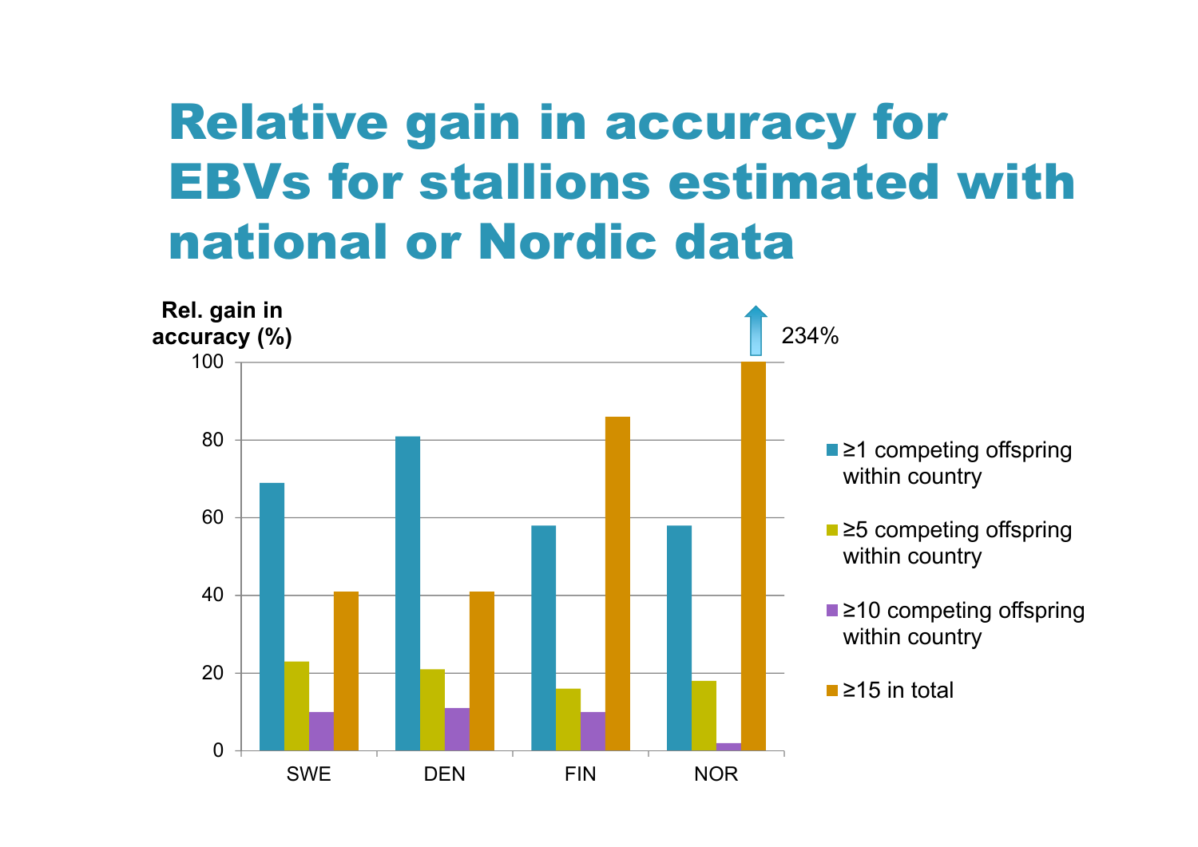# Relative gain in accuracy for EBVs for stallions estimated with national or Nordic data

Rel. gain in accuracy (%)

| | ≥1 competing offspring within country | ≥5 competing offspring within country | ≥10 competing offspring within country | ≥15 in total |
|---|---|---|---|---|
| SWE | 69 | 23 | 10 | 41 |
| DEN | 81 | 21 | 11 | 41 |
| FIN | 58 | 16 | 10 | 86 |
| NOR | 58 | 18 | 2 | 234% |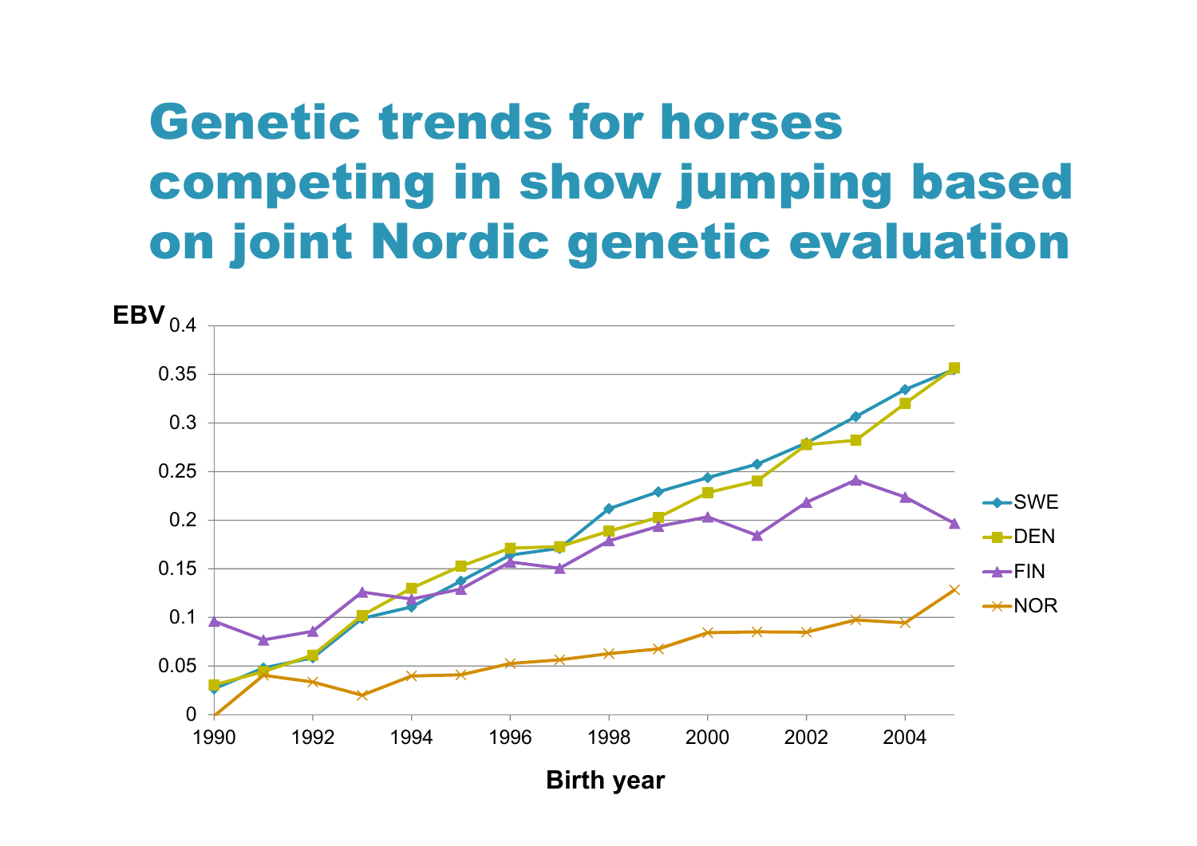# Genetic trends for horses competing in show jumping based on joint Nordic genetic evaluation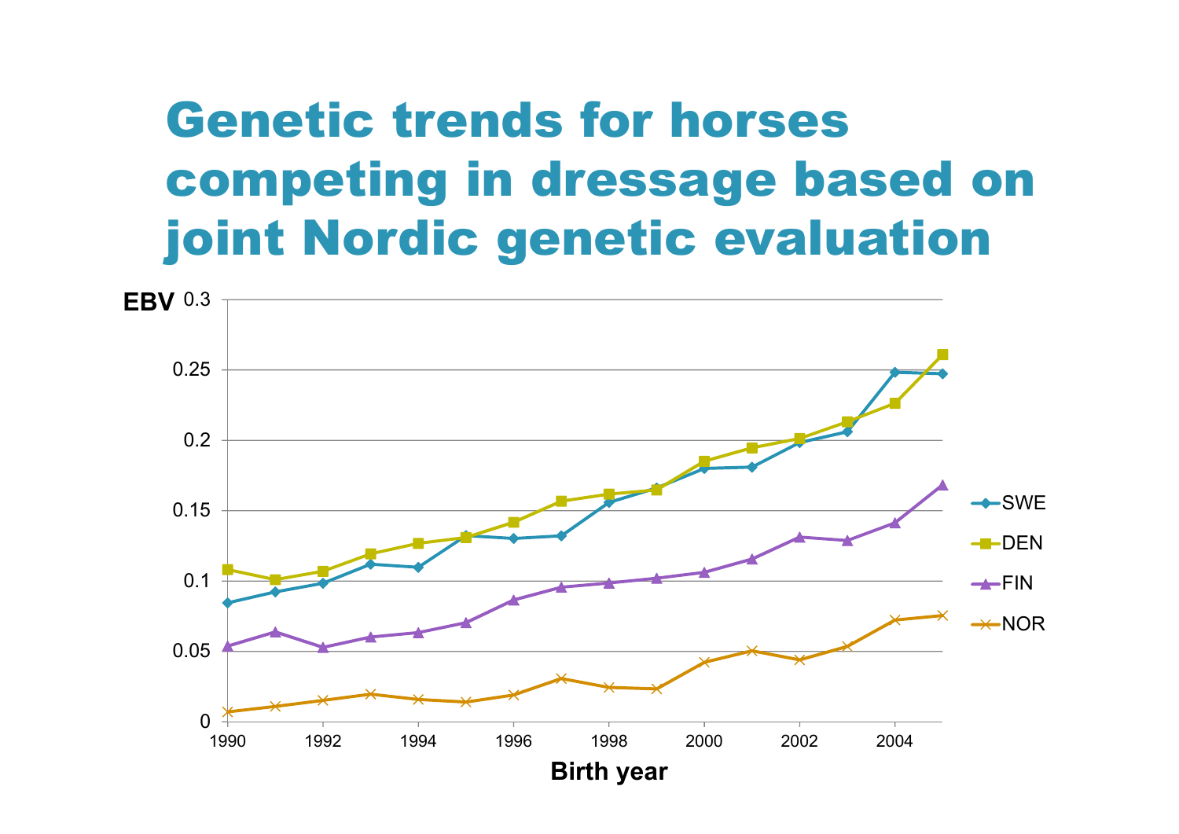# Genetic trends for horses competing in dressage based on joint Nordic genetic evaluation

EBV

Birth year

SWE
DEN
FIN
NOR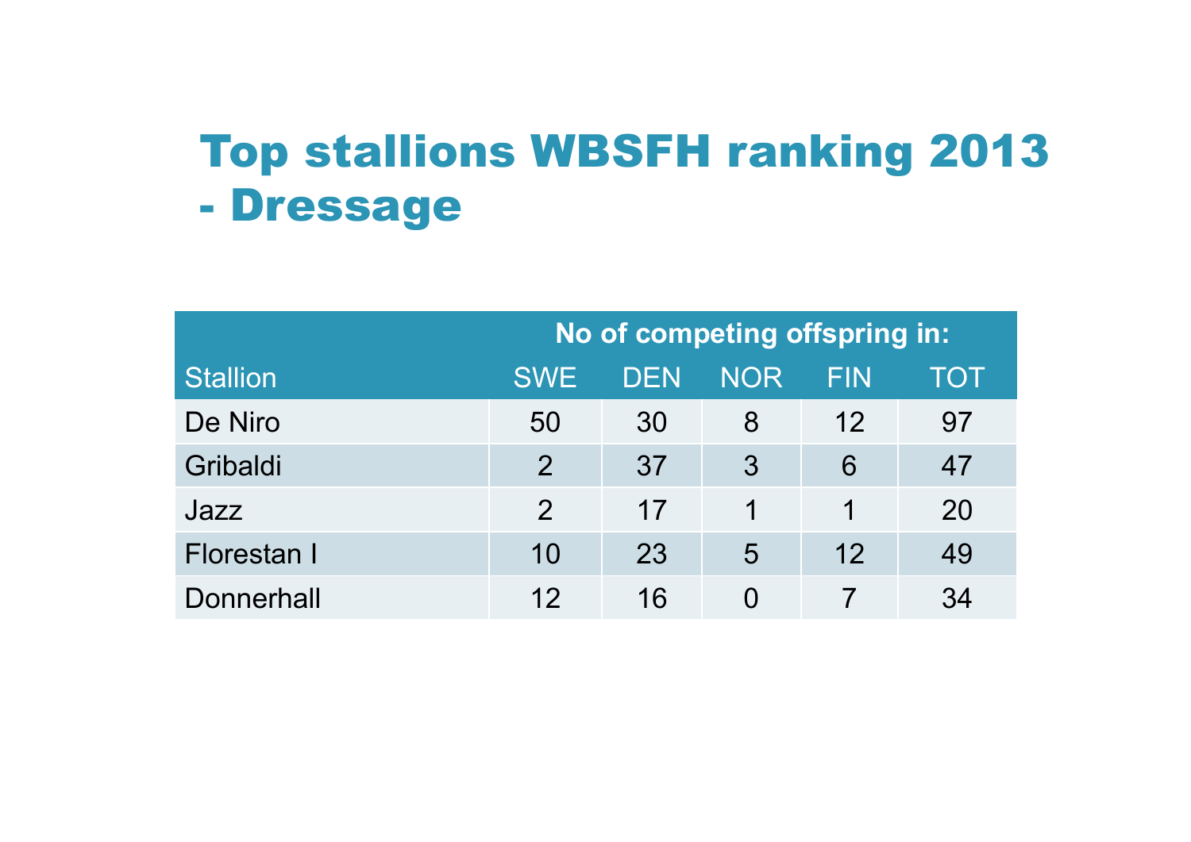# Top stallions WBSFH ranking 2013 - Dressage

| | No of competing offspring in: | | | | |
|---|---|---|---|---|---|
| Stallion | SWE | DEN | NOR | FIN | TOT |
| De Niro | 50 | 30 | 8 | 12 | 97 |
| Gribaldi | 2 | 37 | 3 | 6 | 47 |
| Jazz | 2 | 17 | 1 | 1 | 20 |
| Florestan I | 10 | 23 | 5 | 12 | 49 |
| Donnerhall | 12 | 16 | 0 | 7 | 34 |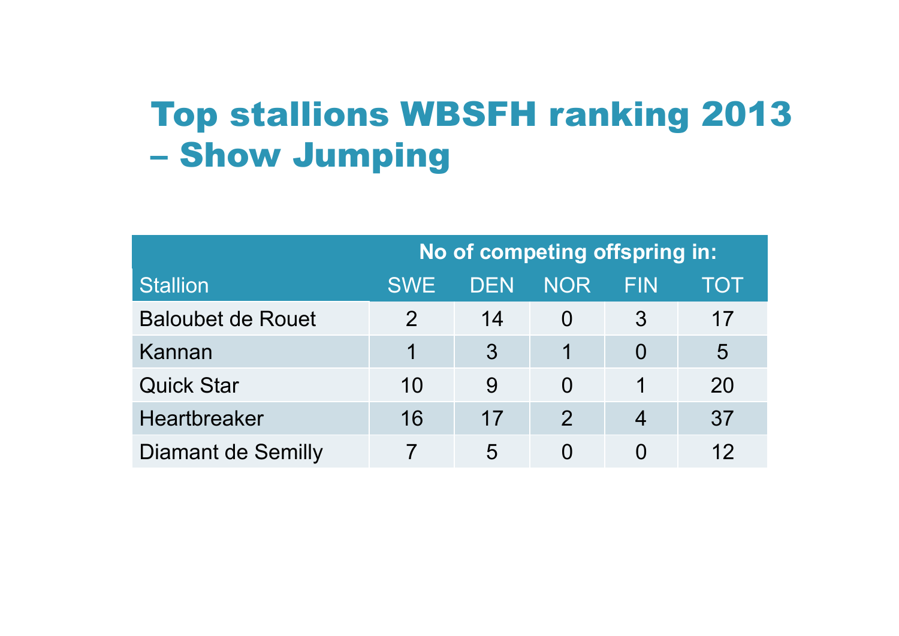# Top stallions WBSFH ranking 2013 – Show Jumping

| | No of competing offspring in: | | | | |
|---|---|---|---|---|---|
| Stallion | SWE | DEN | NOR | FIN | TOT |
| Baloubet de Rouet | 2 | 14 | 0 | 3 | 17 |
| Kannan | 1 | 3 | 1 | 0 | 5 |
| Quick Star | 10 | 9 | 0 | 1 | 20 |
| Heartbreaker | 16 | 17 | 2 | 4 | 37 |
| Diamant de Semilly | 7 | 5 | 0 | 0 | 12 |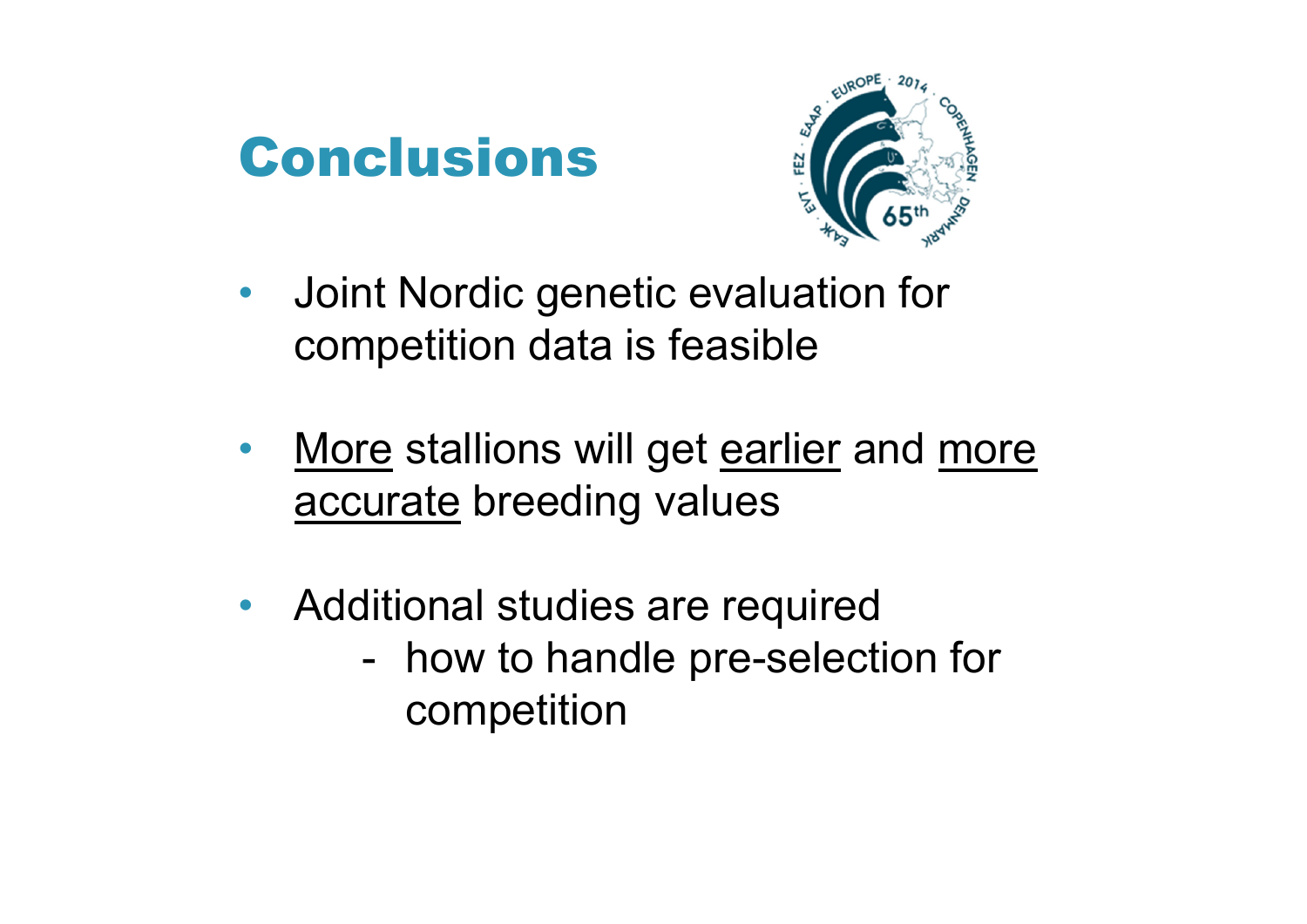# Conclusions

- Joint Nordic genetic evaluation for competition data is feasible
- More stallions will get earlier and more accurate breeding values
- Additional studies are required
  - how to handle pre-selection for competition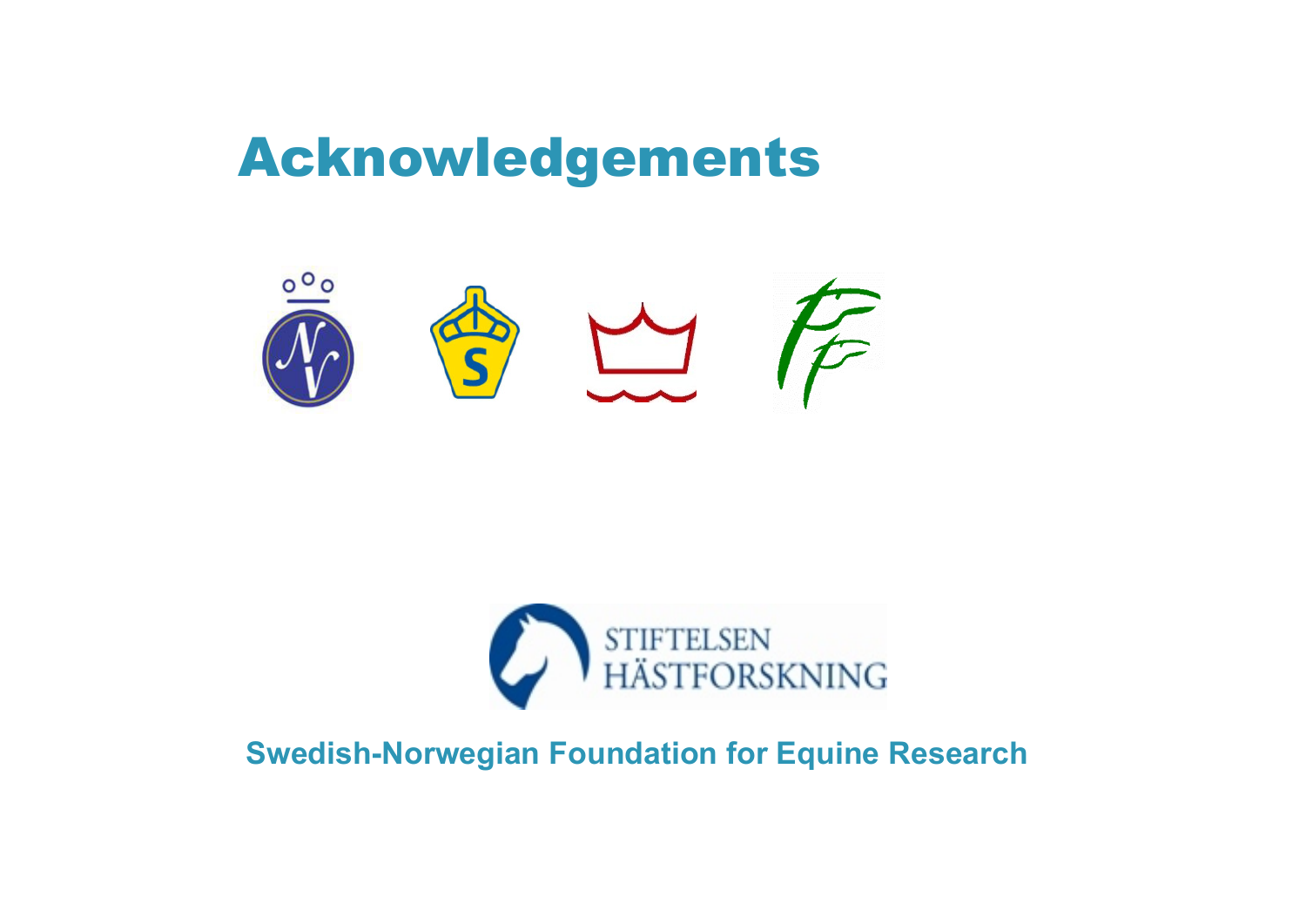# Acknowledgements

STIFTELSEN HÄSTFORSKNING

**Swedish-Norwegian Foundation for Equine Research**